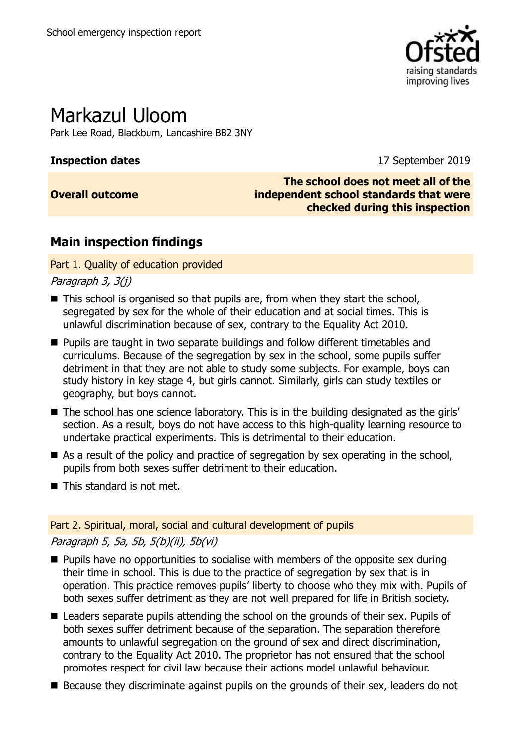# Markazul Uloom

Park Lee Road, Blackburn, Lancashire BB2 3NY

| **Inspection dates** | 17 September 2019 |
|---|---|
| **Overall outcome** | **The school does not meet all of the independent school standards that were checked during this inspection** |

## Main inspection findings

### Part 1. Quality of education provided

*Paragraph 3, 3(j)*

- This school is organised so that pupils are, from when they start the school, segregated by sex for the whole of their education and at social times. This is unlawful discrimination because of sex, contrary to the Equality Act 2010.
- Pupils are taught in two separate buildings and follow different timetables and curriculums. Because of the segregation by sex in the school, some pupils suffer detriment in that they are not able to study some subjects. For example, boys can study history in key stage 4, but girls cannot. Similarly, girls can study textiles or geography, but boys cannot.
- The school has one science laboratory. This is in the building designated as the girls' section. As a result, boys do not have access to this high-quality learning resource to undertake practical experiments. This is detrimental to their education.
- As a result of the policy and practice of segregation by sex operating in the school, pupils from both sexes suffer detriment to their education.
- This standard is not met.

### Part 2. Spiritual, moral, social and cultural development of pupils

*Paragraph 5, 5a, 5b, 5(b)(ii), 5b(vi)*

- Pupils have no opportunities to socialise with members of the opposite sex during their time in school. This is due to the practice of segregation by sex that is in operation. This practice removes pupils' liberty to choose who they mix with. Pupils of both sexes suffer detriment as they are not well prepared for life in British society.
- Leaders separate pupils attending the school on the grounds of their sex. Pupils of both sexes suffer detriment because of the separation. The separation therefore amounts to unlawful segregation on the ground of sex and direct discrimination, contrary to the Equality Act 2010. The proprietor has not ensured that the school promotes respect for civil law because their actions model unlawful behaviour.
- Because they discriminate against pupils on the grounds of their sex, leaders do not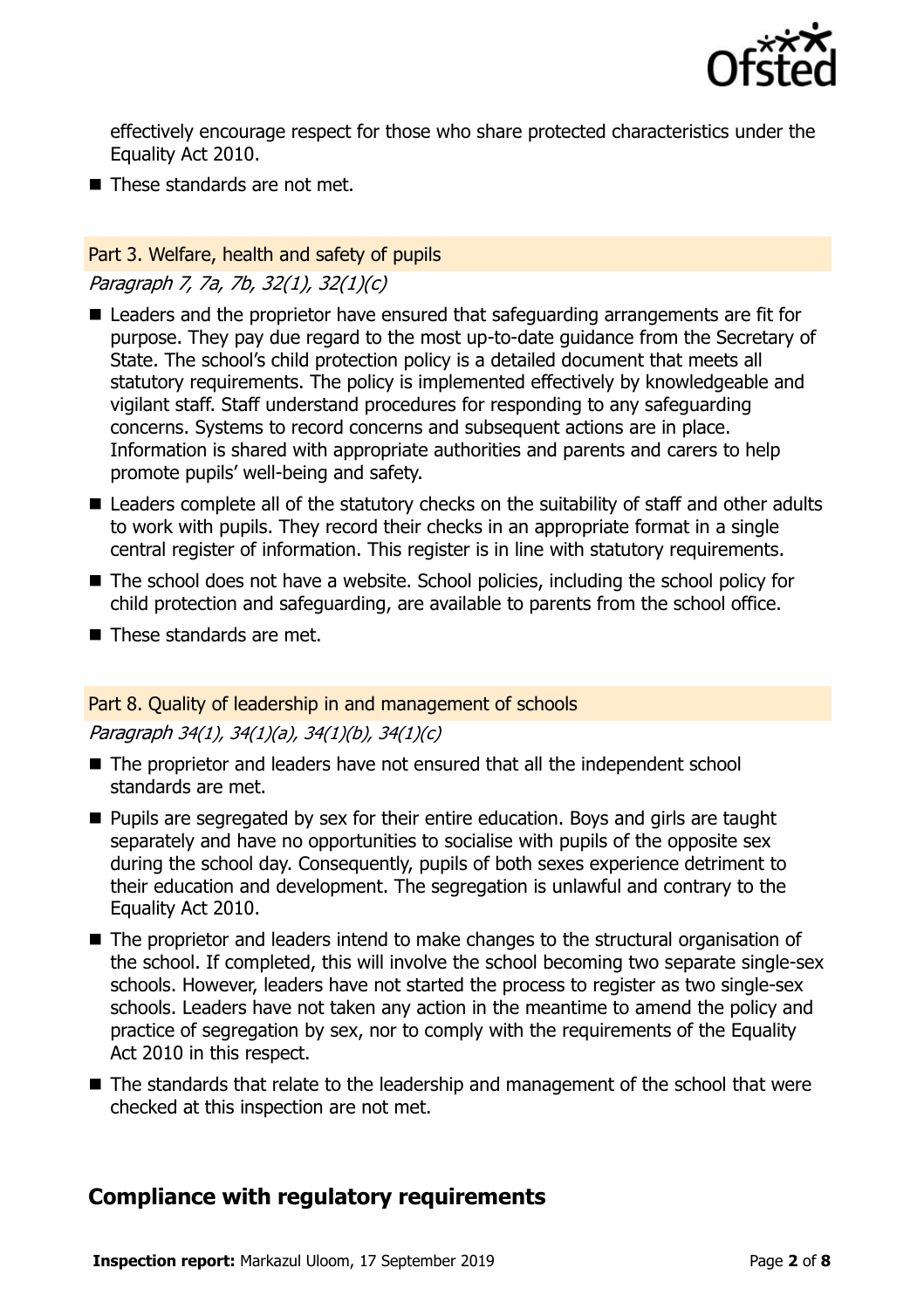effectively encourage respect for those who share protected characteristics under the Equality Act 2010.

- These standards are not met.

### Part 3. Welfare, health and safety of pupils

*Paragraph 7, 7a, 7b, 32(1), 32(1)(c)*

- Leaders and the proprietor have ensured that safeguarding arrangements are fit for purpose. They pay due regard to the most up-to-date guidance from the Secretary of State. The school's child protection policy is a detailed document that meets all statutory requirements. The policy is implemented effectively by knowledgeable and vigilant staff. Staff understand procedures for responding to any safeguarding concerns. Systems to record concerns and subsequent actions are in place. Information is shared with appropriate authorities and parents and carers to help promote pupils' well-being and safety.
- Leaders complete all of the statutory checks on the suitability of staff and other adults to work with pupils. They record their checks in an appropriate format in a single central register of information. This register is in line with statutory requirements.
- The school does not have a website. School policies, including the school policy for child protection and safeguarding, are available to parents from the school office.
- These standards are met.

### Part 8. Quality of leadership in and management of schools

*Paragraph 34(1), 34(1)(a), 34(1)(b), 34(1)(c)*

- The proprietor and leaders have not ensured that all the independent school standards are met.
- Pupils are segregated by sex for their entire education. Boys and girls are taught separately and have no opportunities to socialise with pupils of the opposite sex during the school day. Consequently, pupils of both sexes experience detriment to their education and development. The segregation is unlawful and contrary to the Equality Act 2010.
- The proprietor and leaders intend to make changes to the structural organisation of the school. If completed, this will involve the school becoming two separate single-sex schools. However, leaders have not started the process to register as two single-sex schools. Leaders have not taken any action in the meantime to amend the policy and practice of segregation by sex, nor to comply with the requirements of the Equality Act 2010 in this respect.
- The standards that relate to the leadership and management of the school that were checked at this inspection are not met.

## Compliance with regulatory requirements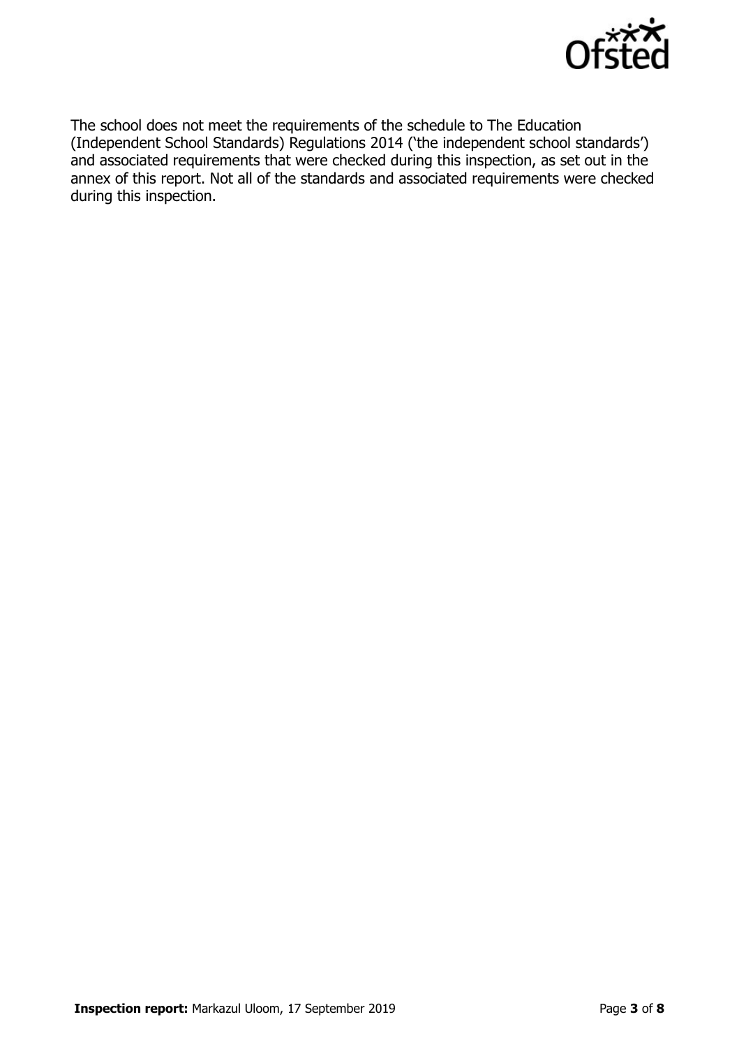The school does not meet the requirements of the schedule to The Education (Independent School Standards) Regulations 2014 ('the independent school standards') and associated requirements that were checked during this inspection, as set out in the annex of this report. Not all of the standards and associated requirements were checked during this inspection.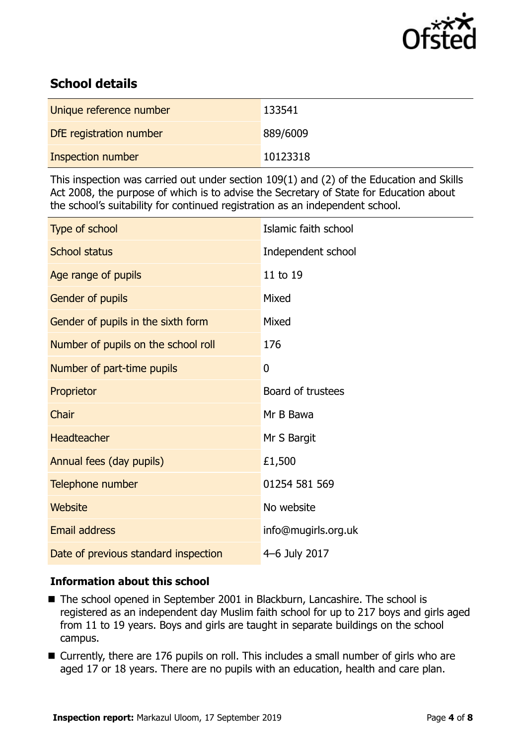## School details

| | |
|---|---|
| Unique reference number | 133541 |
| DfE registration number | 889/6009 |
| Inspection number | 10123318 |

This inspection was carried out under section 109(1) and (2) of the Education and Skills Act 2008, the purpose of which is to advise the Secretary of State for Education about the school's suitability for continued registration as an independent school.

| | |
|---|---|
| Type of school | Islamic faith school |
| School status | Independent school |
| Age range of pupils | 11 to 19 |
| Gender of pupils | Mixed |
| Gender of pupils in the sixth form | Mixed |
| Number of pupils on the school roll | 176 |
| Number of part-time pupils | 0 |
| Proprietor | Board of trustees |
| Chair | Mr B Bawa |
| Headteacher | Mr S Bargit |
| Annual fees (day pupils) | £1,500 |
| Telephone number | 01254 581 569 |
| Website | No website |
| Email address | info@mugirls.org.uk |
| Date of previous standard inspection | 4–6 July 2017 |

### Information about this school

- The school opened in September 2001 in Blackburn, Lancashire. The school is registered as an independent day Muslim faith school for up to 217 boys and girls aged from 11 to 19 years. Boys and girls are taught in separate buildings on the school campus.
- Currently, there are 176 pupils on roll. This includes a small number of girls who are aged 17 or 18 years. There are no pupils with an education, health and care plan.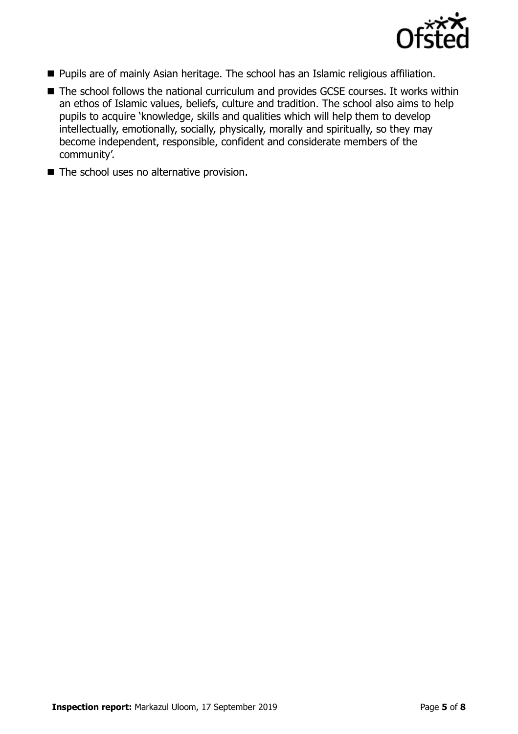- Pupils are of mainly Asian heritage. The school has an Islamic religious affiliation.
- The school follows the national curriculum and provides GCSE courses. It works within an ethos of Islamic values, beliefs, culture and tradition. The school also aims to help pupils to acquire 'knowledge, skills and qualities which will help them to develop intellectually, emotionally, socially, physically, morally and spiritually, so they may become independent, responsible, confident and considerate members of the community'.
- The school uses no alternative provision.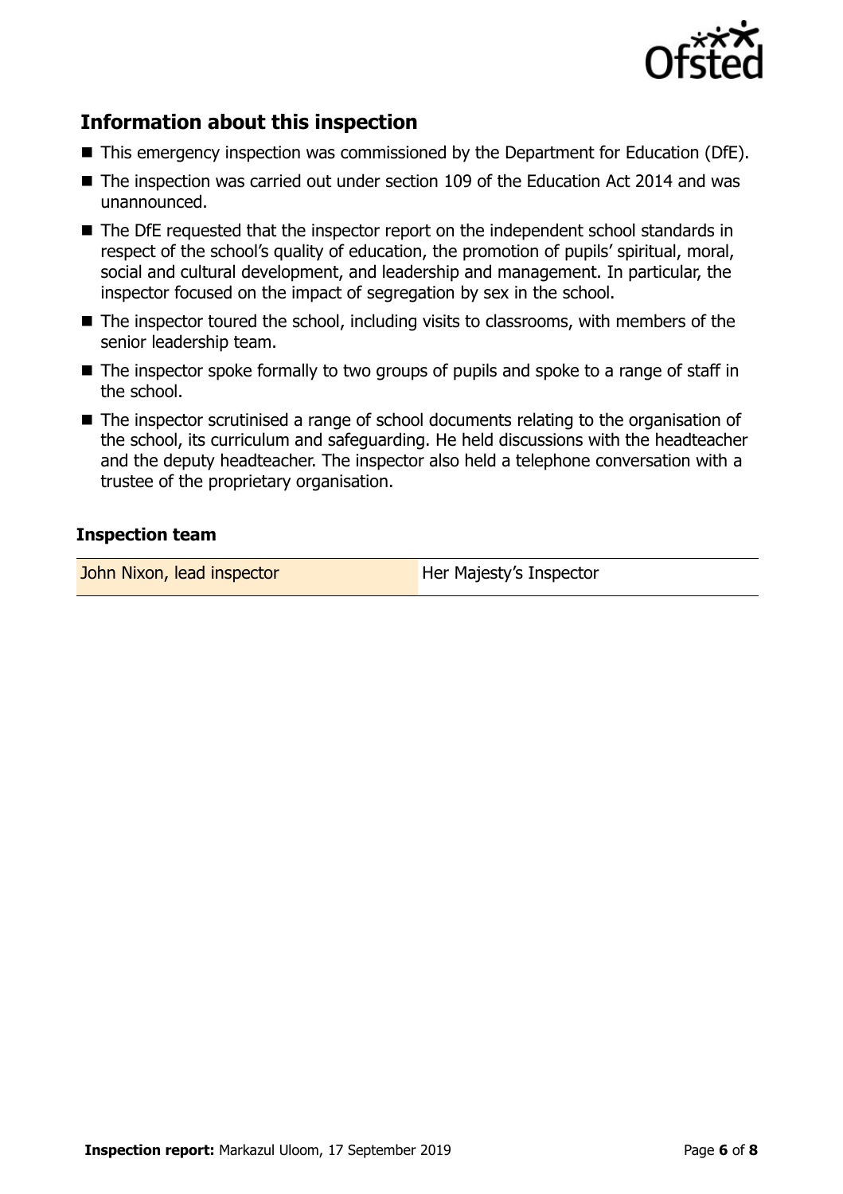## Information about this inspection

- This emergency inspection was commissioned by the Department for Education (DfE).
- The inspection was carried out under section 109 of the Education Act 2014 and was unannounced.
- The DfE requested that the inspector report on the independent school standards in respect of the school's quality of education, the promotion of pupils' spiritual, moral, social and cultural development, and leadership and management. In particular, the inspector focused on the impact of segregation by sex in the school.
- The inspector toured the school, including visits to classrooms, with members of the senior leadership team.
- The inspector spoke formally to two groups of pupils and spoke to a range of staff in the school.
- The inspector scrutinised a range of school documents relating to the organisation of the school, its curriculum and safeguarding. He held discussions with the headteacher and the deputy headteacher. The inspector also held a telephone conversation with a trustee of the proprietary organisation.

### Inspection team

| | |
|---|---|
| John Nixon, lead inspector | Her Majesty's Inspector |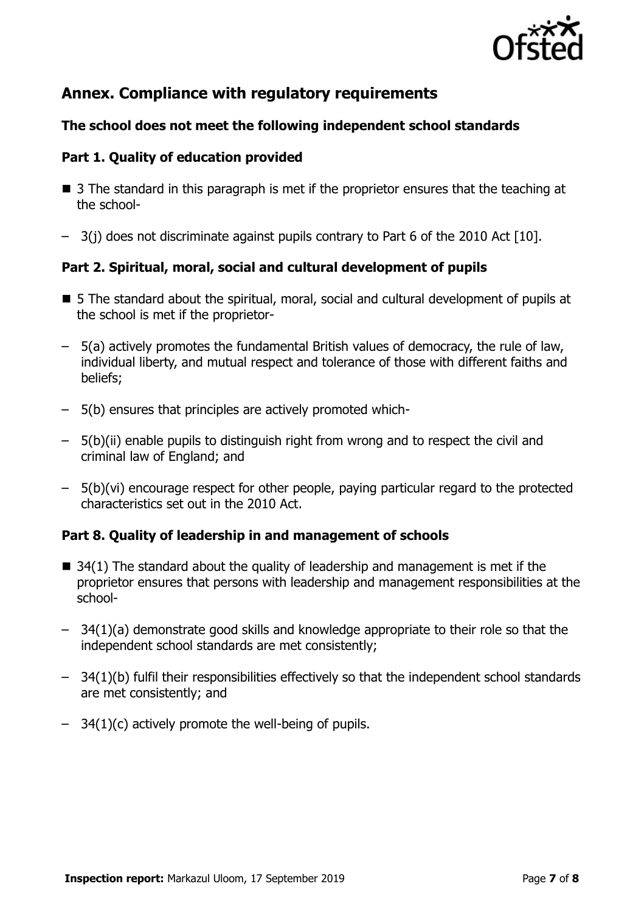## Annex. Compliance with regulatory requirements

### The school does not meet the following independent school standards

### Part 1. Quality of education provided

- 3 The standard in this paragraph is met if the proprietor ensures that the teaching at the school-
  - 3(j) does not discriminate against pupils contrary to Part 6 of the 2010 Act [10].

### Part 2. Spiritual, moral, social and cultural development of pupils

- 5 The standard about the spiritual, moral, social and cultural development of pupils at the school is met if the proprietor-
  - 5(a) actively promotes the fundamental British values of democracy, the rule of law, individual liberty, and mutual respect and tolerance of those with different faiths and beliefs;
  - 5(b) ensures that principles are actively promoted which-
  - 5(b)(ii) enable pupils to distinguish right from wrong and to respect the civil and criminal law of England; and
  - 5(b)(vi) encourage respect for other people, paying particular regard to the protected characteristics set out in the 2010 Act.

### Part 8. Quality of leadership in and management of schools

- 34(1) The standard about the quality of leadership and management is met if the proprietor ensures that persons with leadership and management responsibilities at the school-
  - 34(1)(a) demonstrate good skills and knowledge appropriate to their role so that the independent school standards are met consistently;
  - 34(1)(b) fulfil their responsibilities effectively so that the independent school standards are met consistently; and
  - 34(1)(c) actively promote the well-being of pupils.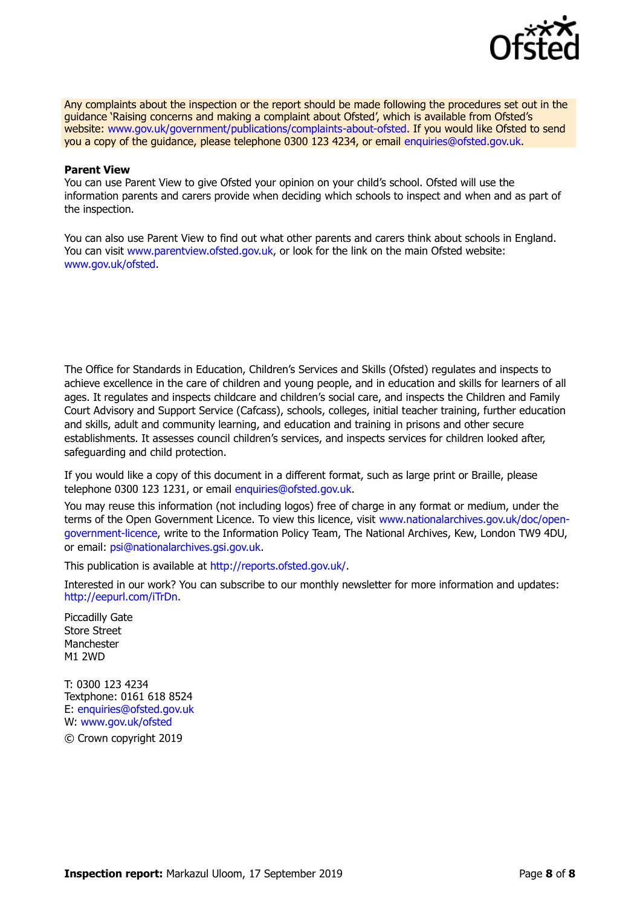Any complaints about the inspection or the report should be made following the procedures set out in the guidance 'Raising concerns and making a complaint about Ofsted', which is available from Ofsted's website: www.gov.uk/government/publications/complaints-about-ofsted. If you would like Ofsted to send you a copy of the guidance, please telephone 0300 123 4234, or email enquiries@ofsted.gov.uk.

**Parent View**

You can use Parent View to give Ofsted your opinion on your child's school. Ofsted will use the information parents and carers provide when deciding which schools to inspect and when and as part of the inspection.

You can also use Parent View to find out what other parents and carers think about schools in England. You can visit www.parentview.ofsted.gov.uk, or look for the link on the main Ofsted website: www.gov.uk/ofsted.

The Office for Standards in Education, Children's Services and Skills (Ofsted) regulates and inspects to achieve excellence in the care of children and young people, and in education and skills for learners of all ages. It regulates and inspects childcare and children's social care, and inspects the Children and Family Court Advisory and Support Service (Cafcass), schools, colleges, initial teacher training, further education and skills, adult and community learning, and education and training in prisons and other secure establishments. It assesses council children's services, and inspects services for children looked after, safeguarding and child protection.

If you would like a copy of this document in a different format, such as large print or Braille, please telephone 0300 123 1231, or email enquiries@ofsted.gov.uk.

You may reuse this information (not including logos) free of charge in any format or medium, under the terms of the Open Government Licence. To view this licence, visit www.nationalarchives.gov.uk/doc/open-government-licence, write to the Information Policy Team, The National Archives, Kew, London TW9 4DU, or email: psi@nationalarchives.gsi.gov.uk.

This publication is available at http://reports.ofsted.gov.uk/.

Interested in our work? You can subscribe to our monthly newsletter for more information and updates: http://eepurl.com/iTrDn.

Piccadilly Gate  
Store Street  
Manchester  
M1 2WD

T: 0300 123 4234  
Textphone: 0161 618 8524  
E: enquiries@ofsted.gov.uk  
W: www.gov.uk/ofsted

© Crown copyright 2019